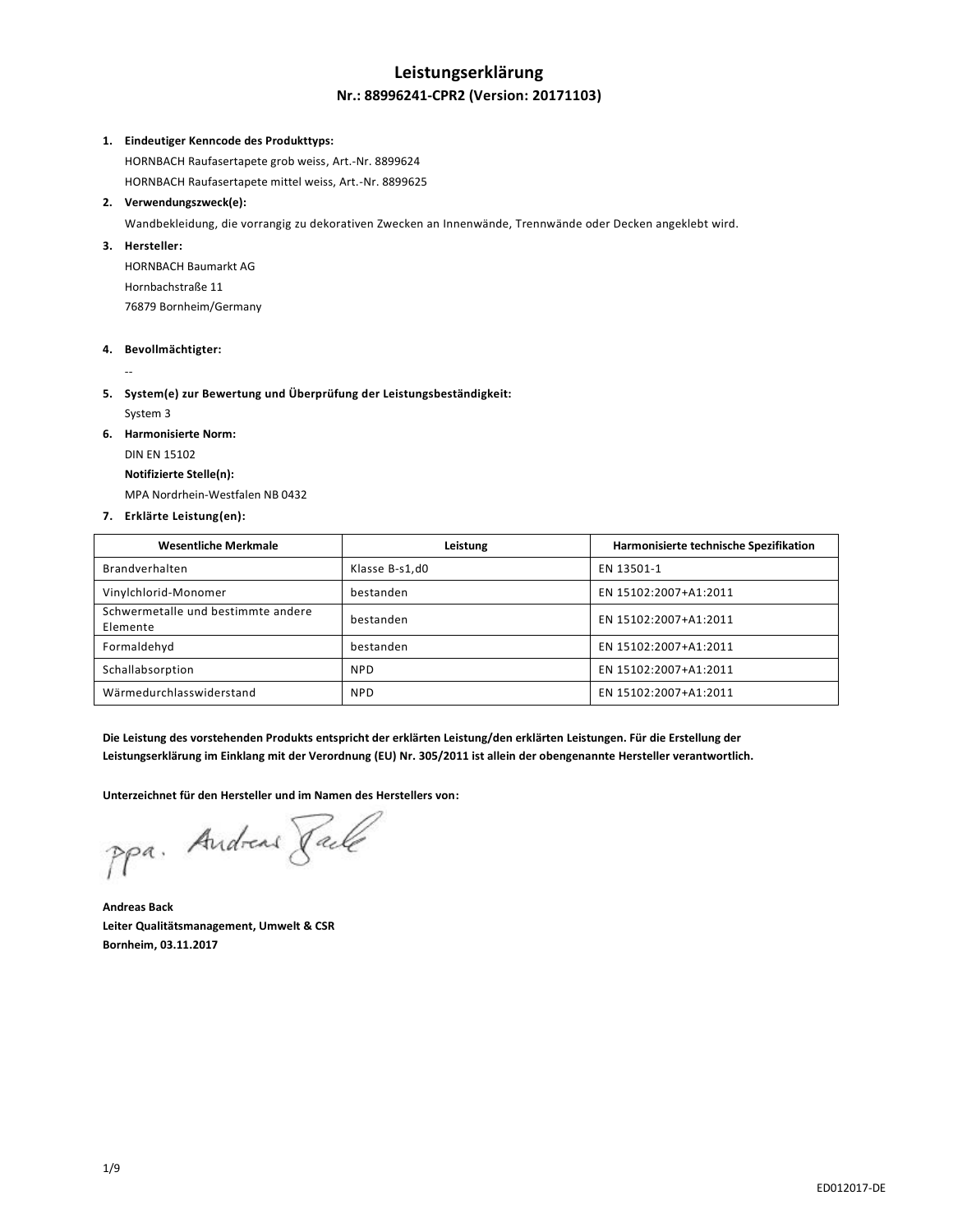# Leistungserklärung

## Nr.: 88996241-CPR2 (Version: 20171103)

1. **Eindeutiger Kenncode des Produkttyps:**
   HORNBACH Raufasertapete grob weiss, Art.-Nr. 8899624
   HORNBACH Raufasertapete mittel weiss, Art.-Nr. 8899625

2. **Verwendungszweck(e):**
   Wandbekleidung, die vorrangig zu dekorativen Zwecken an Innenwände, Trennwände oder Decken angeklebt wird.

3. **Hersteller:**
   HORNBACH Baumarkt AG
   Hornbachstraße 11
   76879 Bornheim/Germany

4. **Bevollmächtigter:**
   --

5. **System(e) zur Bewertung und Überprüfung der Leistungsbeständigkeit:**
   System 3

6. **Harmonisierte Norm:**
   DIN EN 15102
   **Notifizierte Stelle(n):**
   MPA Nordrhein-Westfalen NB 0432

7. **Erklärte Leistung(en):**

| Wesentliche Merkmale | Leistung | Harmonisierte technische Spezifikation |
|---|---|---|
| Brandverhalten | Klasse B-s1,d0 | EN 13501-1 |
| Vinylchlorid-Monomer | bestanden | EN 15102:2007+A1:2011 |
| Schwermetalle und bestimmte andere Elemente | bestanden | EN 15102:2007+A1:2011 |
| Formaldehyd | bestanden | EN 15102:2007+A1:2011 |
| Schallabsorption | NPD | EN 15102:2007+A1:2011 |
| Wärmedurchlasswiderstand | NPD | EN 15102:2007+A1:2011 |

**Die Leistung des vorstehenden Produkts entspricht der erklärten Leistung/den erklärten Leistungen. Für die Erstellung der Leistungserklärung im Einklang mit der Verordnung (EU) Nr. 305/2011 ist allein der obengenannte Hersteller verantwortlich.**

**Unterzeichnet für den Hersteller und im Namen des Herstellers von:**

ppa. Andreas Back

**Andreas Back**
**Leiter Qualitätsmanagement, Umwelt & CSR**
**Bornheim, 03.11.2017**

ED012017-DE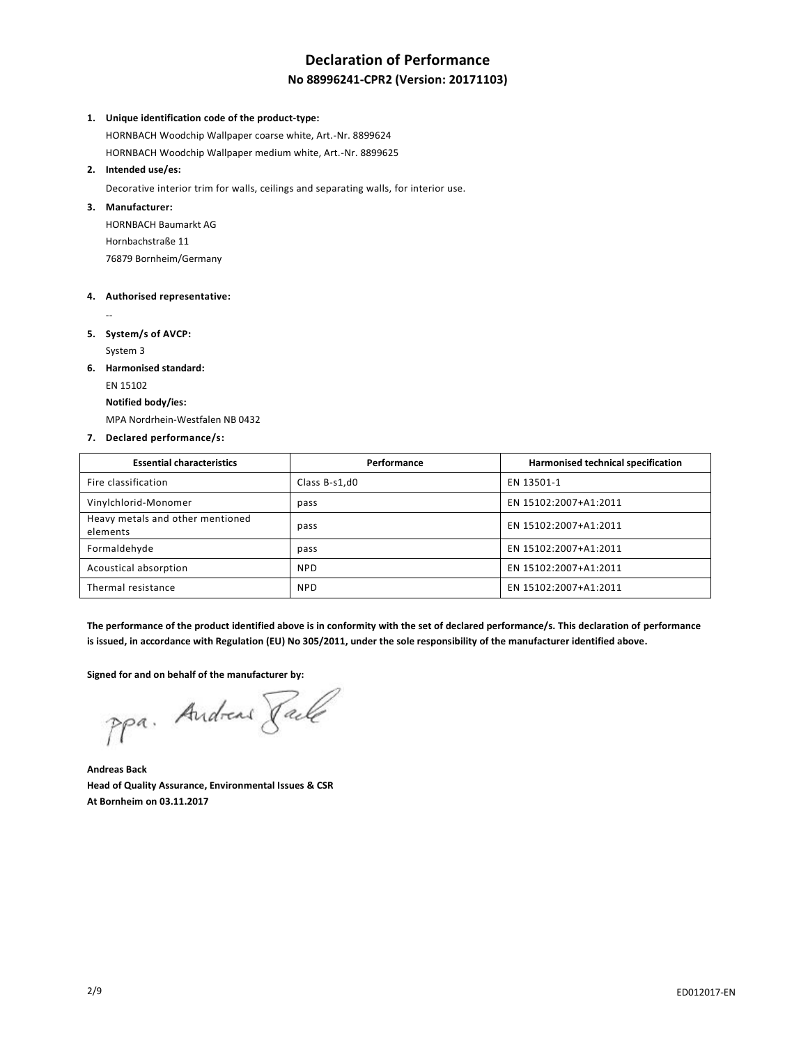# Declaration of Performance

## No 88996241-CPR2 (Version: 20171103)

1. **Unique identification code of the product-type:**
   HORNBACH Woodchip Wallpaper coarse white, Art.-Nr. 8899624
   HORNBACH Woodchip Wallpaper medium white, Art.-Nr. 8899625
2. **Intended use/es:**
   Decorative interior trim for walls, ceilings and separating walls, for interior use.
3. **Manufacturer:**
   HORNBACH Baumarkt AG
   Hornbachstraße 11
   76879 Bornheim/Germany
4. **Authorised representative:**
   --
5. **System/s of AVCP:**
   System 3
6. **Harmonised standard:**
   EN 15102
   **Notified body/ies:**
   MPA Nordrhein-Westfalen NB 0432
7. **Declared performance/s:**

| Essential characteristics | Performance | Harmonised technical specification |
| --- | --- | --- |
| Fire classification | Class B-s1,d0 | EN 13501-1 |
| Vinylchlorid-Monomer | pass | EN 15102:2007+A1:2011 |
| Heavy metals and other mentioned elements | pass | EN 15102:2007+A1:2011 |
| Formaldehyde | pass | EN 15102:2007+A1:2011 |
| Acoustical absorption | NPD | EN 15102:2007+A1:2011 |
| Thermal resistance | NPD | EN 15102:2007+A1:2011 |

**The performance of the product identified above is in conformity with the set of declared performance/s. This declaration of performance is issued, in accordance with Regulation (EU) No 305/2011, under the sole responsibility of the manufacturer identified above.**

**Signed for and on behalf of the manufacturer by:**

ppa. Andreas Back

**Andreas Back**
**Head of Quality Assurance, Environmental Issues & CSR**
**At Bornheim on 03.11.2017**

ED012017-EN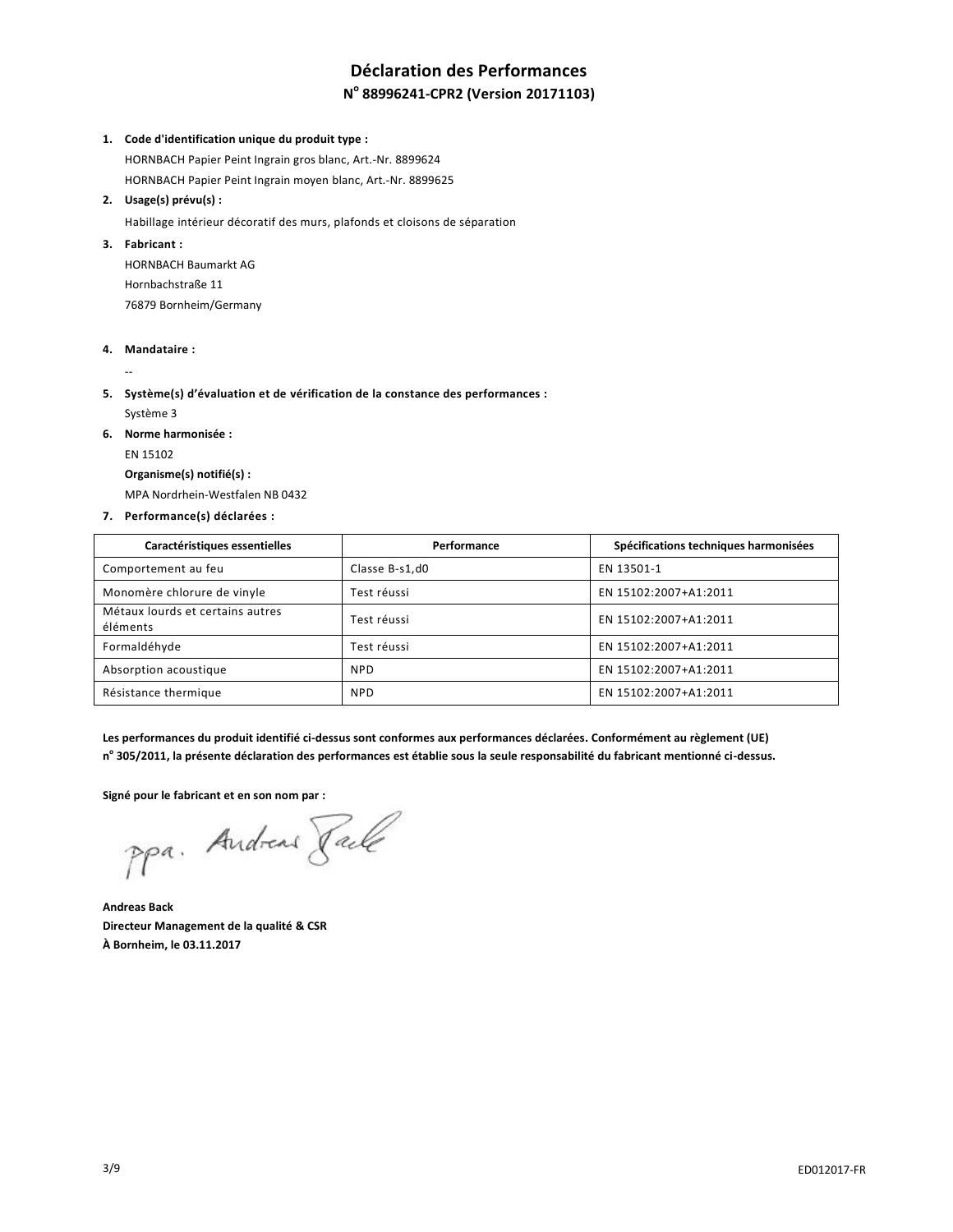# Déclaration des Performances

## N° 88996241-CPR2 (Version 20171103)

1. **Code d'identification unique du produit type :**
   HORNBACH Papier Peint Ingrain gros blanc, Art.-Nr. 8899624
   HORNBACH Papier Peint Ingrain moyen blanc, Art.-Nr. 8899625
2. **Usage(s) prévu(s) :**
   Habillage intérieur décoratif des murs, plafonds et cloisons de séparation
3. **Fabricant :**
   HORNBACH Baumarkt AG
   Hornbachstraße 11
   76879 Bornheim/Germany
4. **Mandataire :**
   --
5. **Système(s) d'évaluation et de vérification de la constance des performances :**
   Système 3
6. **Norme harmonisée :**
   EN 15102
   **Organisme(s) notifié(s) :**
   MPA Nordrhein-Westfalen NB 0432
7. **Performance(s) déclarées :**

| Caractéristiques essentielles | Performance | Spécifications techniques harmonisées |
|---|---|---|
| Comportement au feu | Classe B-s1,d0 | EN 13501-1 |
| Monomère chlorure de vinyle | Test réussi | EN 15102:2007+A1:2011 |
| Métaux lourds et certains autres éléments | Test réussi | EN 15102:2007+A1:2011 |
| Formaldéhyde | Test réussi | EN 15102:2007+A1:2011 |
| Absorption acoustique | NPD | EN 15102:2007+A1:2011 |
| Résistance thermique | NPD | EN 15102:2007+A1:2011 |

**Les performances du produit identifié ci-dessus sont conformes aux performances déclarées. Conformément au règlement (UE) n° 305/2011, la présente déclaration des performances est établie sous la seule responsabilité du fabricant mentionné ci-dessus.**

**Signé pour le fabricant et en son nom par :**

ppa. Andreas Back

**Andreas Back**
**Directeur Management de la qualité & CSR**
**À Bornheim, le 03.11.2017**

ED012017-FR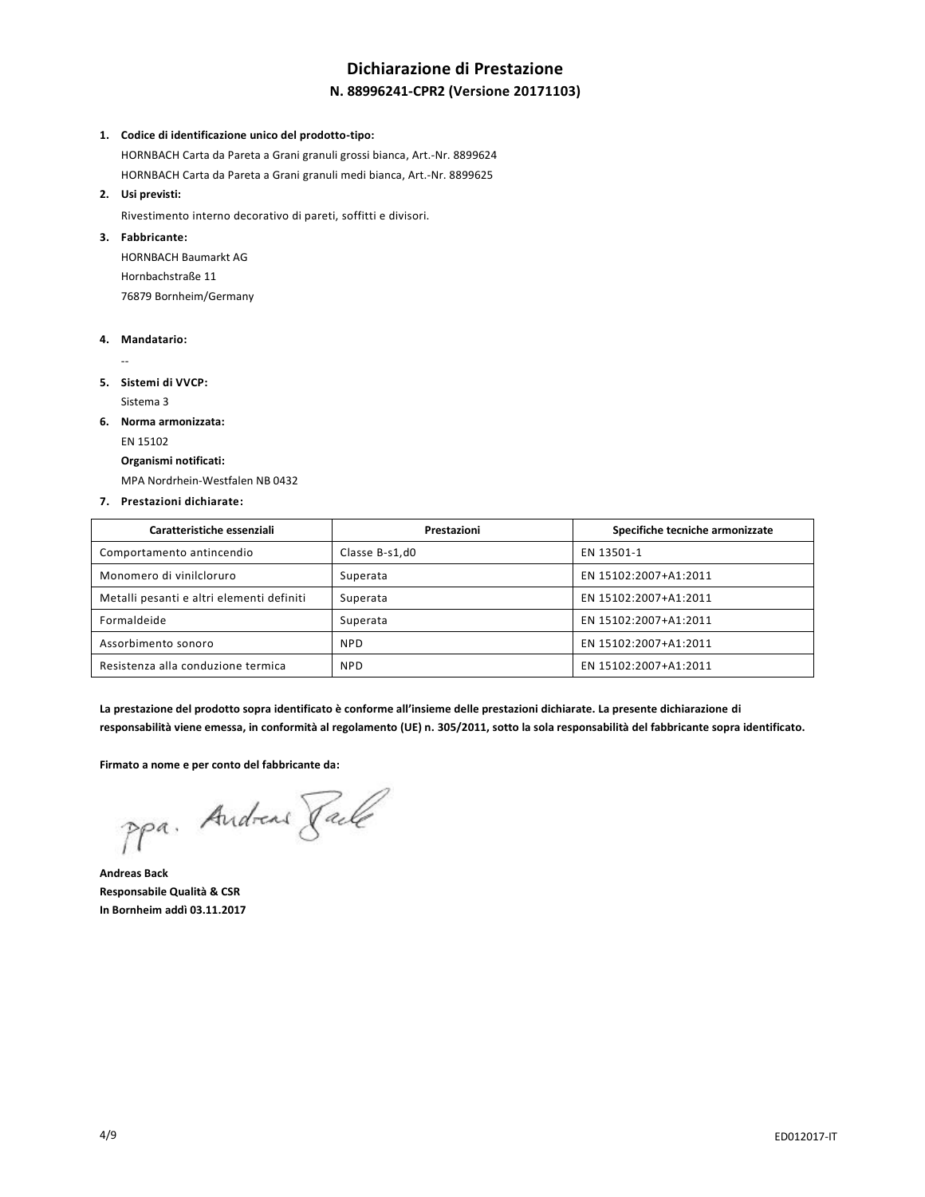# Dichiarazione di Prestazione

## N. 88996241-CPR2 (Versione 20171103)

1. **Codice di identificazione unico del prodotto-tipo:**
   HORNBACH Carta da Pareta a Grani granuli grossi bianca, Art.-Nr. 8899624
   HORNBACH Carta da Pareta a Grani granuli medi bianca, Art.-Nr. 8899625
2. **Usi previsti:**
   Rivestimento interno decorativo di pareti, soffitti e divisori.
3. **Fabbricante:**
   HORNBACH Baumarkt AG
   Hornbachstraße 11
   76879 Bornheim/Germany
4. **Mandatario:**
   --
5. **Sistemi di VVCP:**
   Sistema 3
6. **Norma armonizzata:**
   EN 15102
   **Organismi notificati:**
   MPA Nordrhein-Westfalen NB 0432
7. **Prestazioni dichiarate:**

| Caratteristiche essenziali | Prestazioni | Specifiche tecniche armonizzate |
|---|---|---|
| Comportamento antincendio | Classe B-s1,d0 | EN 13501-1 |
| Monomero di vinilcloruro | Superata | EN 15102:2007+A1:2011 |
| Metalli pesanti e altri elementi definiti | Superata | EN 15102:2007+A1:2011 |
| Formaldeide | Superata | EN 15102:2007+A1:2011 |
| Assorbimento sonoro | NPD | EN 15102:2007+A1:2011 |
| Resistenza alla conduzione termica | NPD | EN 15102:2007+A1:2011 |

**La prestazione del prodotto sopra identificato è conforme all'insieme delle prestazioni dichiarate. La presente dichiarazione di responsabilità viene emessa, in conformità al regolamento (UE) n. 305/2011, sotto la sola responsabilità del fabbricante sopra identificato.**

**Firmato a nome e per conto del fabbricante da:**

ppa. Andreas Back

**Andreas Back**
**Responsabile Qualità & CSR**
**In Bornheim addì 03.11.2017**

ED012017-IT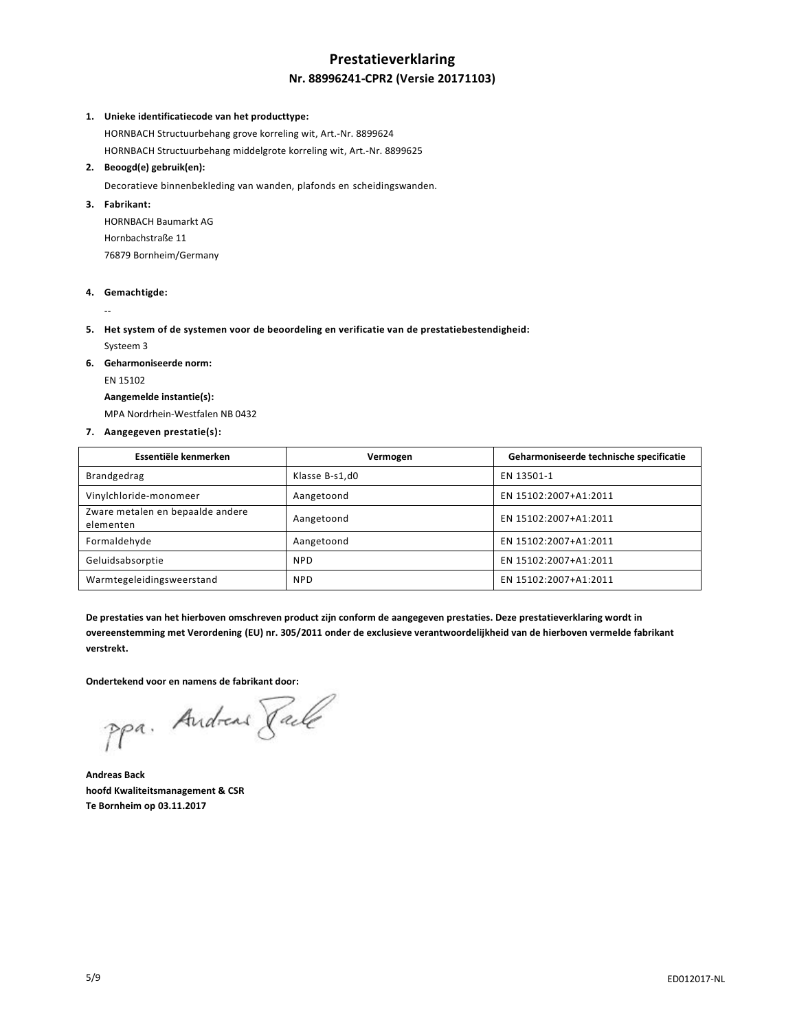# Prestatieverklaring

## Nr. 88996241-CPR2 (Versie 20171103)

1. **Unieke identificatiecode van het producttype:**

   HORNBACH Structuurbehang grove korreling wit, Art.-Nr. 8899624

   HORNBACH Structuurbehang middelgrote korreling wit, Art.-Nr. 8899625

2. **Beoogd(e) gebruik(en):**

   Decoratieve binnenbekleding van wanden, plafonds en scheidingswanden.

3. **Fabrikant:**

   HORNBACH Baumarkt AG

   Hornbachstraße 11

   76879 Bornheim/Germany

4. **Gemachtigde:**

   --

5. **Het system of de systemen voor de beoordeling en verificatie van de prestatiebestendigheid:**

   Systeem 3

6. **Geharmoniseerde norm:**

   EN 15102

   **Aangemelde instantie(s):**

   MPA Nordrhein-Westfalen NB 0432

7. **Aangegeven prestatie(s):**

| Essentiële kenmerken | Vermogen | Geharmoniseerde technische specificatie |
|---|---|---|
| Brandgedrag | Klasse B-s1,d0 | EN 13501-1 |
| Vinylchloride-monomeer | Aangetoond | EN 15102:2007+A1:2011 |
| Zware metalen en bepaalde andere elementen | Aangetoond | EN 15102:2007+A1:2011 |
| Formaldehyde | Aangetoond | EN 15102:2007+A1:2011 |
| Geluidsabsorptie | NPD | EN 15102:2007+A1:2011 |
| Warmtegeleidingsweerstand | NPD | EN 15102:2007+A1:2011 |

**De prestaties van het hierboven omschreven product zijn conform de aangegeven prestaties. Deze prestatieverklaring wordt in overeenstemming met Verordening (EU) nr. 305/2011 onder de exclusieve verantwoordelijkheid van de hierboven vermelde fabrikant verstrekt.**

**Ondertekend voor en namens de fabrikant door:**

ppa. Andreas Back

**Andreas Back**
**hoofd Kwaliteitsmanagement & CSR**
**Te Bornheim op 03.11.2017**

ED012017-NL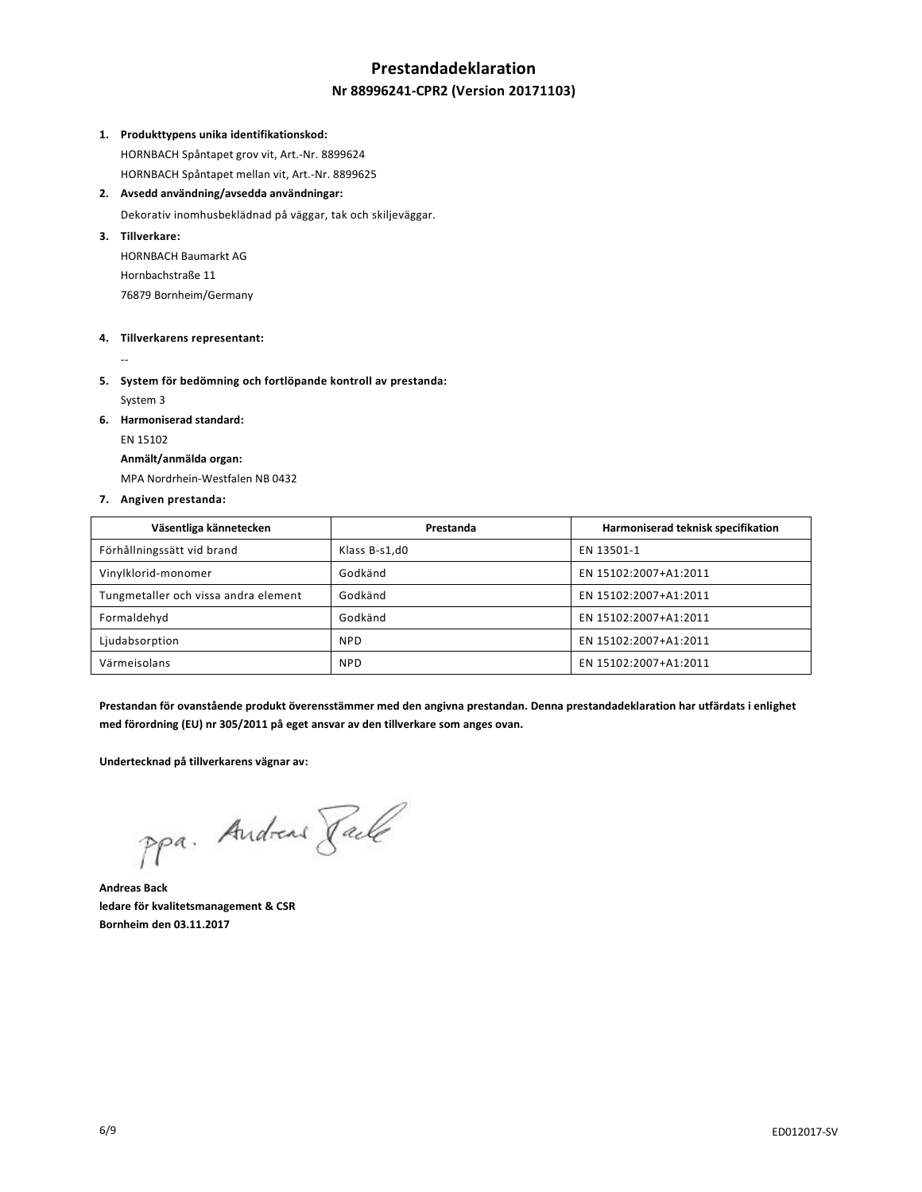# Prestandadeklaration

## Nr 88996241-CPR2 (Version 20171103)

1. **Produkttypens unika identifikationskod:**
   HORNBACH Spåntapet grov vit, Art.-Nr. 8899624
   HORNBACH Spåntapet mellan vit, Art.-Nr. 8899625
2. **Avsedd användning/avsedda användningar:**
   Dekorativ inomhusbeklädnad på väggar, tak och skiljeväggar.
3. **Tillverkare:**
   HORNBACH Baumarkt AG
   Hornbachstraße 11
   76879 Bornheim/Germany
4. **Tillverkarens representant:**
   --
5. **System för bedömning och fortlöpande kontroll av prestanda:**
   System 3
6. **Harmoniserad standard:**
   EN 15102
   **Anmält/anmälda organ:**
   MPA Nordrhein-Westfalen NB 0432
7. **Angiven prestanda:**

| Väsentliga kännetecken | Prestanda | Harmoniserad teknisk specifikation |
|---|---|---|
| Förhållningssätt vid brand | Klass B-s1,d0 | EN 13501-1 |
| Vinylklorid-monomer | Godkänd | EN 15102:2007+A1:2011 |
| Tungmetaller och vissa andra element | Godkänd | EN 15102:2007+A1:2011 |
| Formaldehyd | Godkänd | EN 15102:2007+A1:2011 |
| Ljudabsorption | NPD | EN 15102:2007+A1:2011 |
| Värmeisolans | NPD | EN 15102:2007+A1:2011 |

**Prestandan för ovanstående produkt överensstämmer med den angivna prestandan. Denna prestandadeklaration har utfärdats i enlighet med förordning (EU) nr 305/2011 på eget ansvar av den tillverkare som anges ovan.**

**Undertecknad på tillverkarens vägnar av:**

ppa. Andreas Back

**Andreas Back**
**ledare för kvalitetsmanagement & CSR**
**Bornheim den 03.11.2017**

ED012017-SV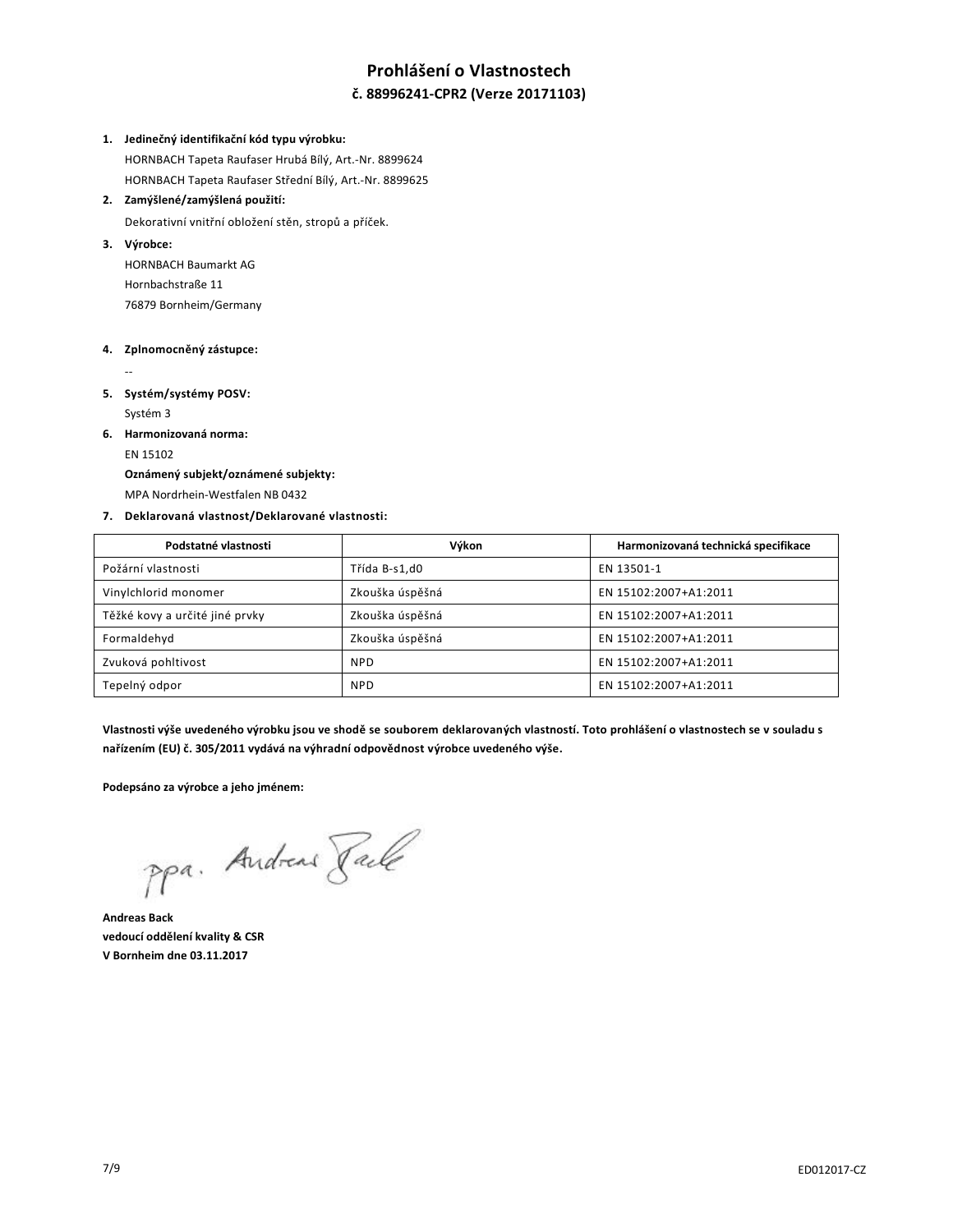# Prohlášení o Vlastnostech

## č. 88996241-CPR2 (Verze 20171103)

1. **Jedinečný identifikační kód typu výrobku:**
   HORNBACH Tapeta Raufaser Hrubá Bílý, Art.-Nr. 8899624
   HORNBACH Tapeta Raufaser Střední Bílý, Art.-Nr. 8899625
2. **Zamýšlené/zamýšlená použití:**
   Dekorativní vnitřní obložení stěn, stropů a příček.
3. **Výrobce:**
   HORNBACH Baumarkt AG
   Hornbachstraße 11
   76879 Bornheim/Germany
4. **Zplnomocněný zástupce:**
   --
5. **Systém/systémy POSV:**
   Systém 3
6. **Harmonizovaná norma:**
   EN 15102
   **Oznámený subjekt/oznámené subjekty:**
   MPA Nordrhein-Westfalen NB 0432
7. **Deklarovaná vlastnost/Deklarované vlastnosti:**

| Podstatné vlastnosti | Výkon | Harmonizovaná technická specifikace |
|---|---|---|
| Požární vlastnosti | Třída B-s1,d0 | EN 13501-1 |
| Vinylchlorid monomer | Zkouška úspěšná | EN 15102:2007+A1:2011 |
| Těžké kovy a určité jiné prvky | Zkouška úspěšná | EN 15102:2007+A1:2011 |
| Formaldehyd | Zkouška úspěšná | EN 15102:2007+A1:2011 |
| Zvuková pohltivost | NPD | EN 15102:2007+A1:2011 |
| Tepelný odpor | NPD | EN 15102:2007+A1:2011 |

**Vlastnosti výše uvedeného výrobku jsou ve shodě se souborem deklarovaných vlastností. Toto prohlášení o vlastnostech se v souladu s nařízením (EU) č. 305/2011 vydává na výhradní odpovědnost výrobce uvedeného výše.**

**Podepsáno za výrobce a jeho jménem:**

ppa. Andreas Back

**Andreas Back**
**vedoucí oddělení kvality & CSR**
**V Bornheim dne 03.11.2017**

ED012017-CZ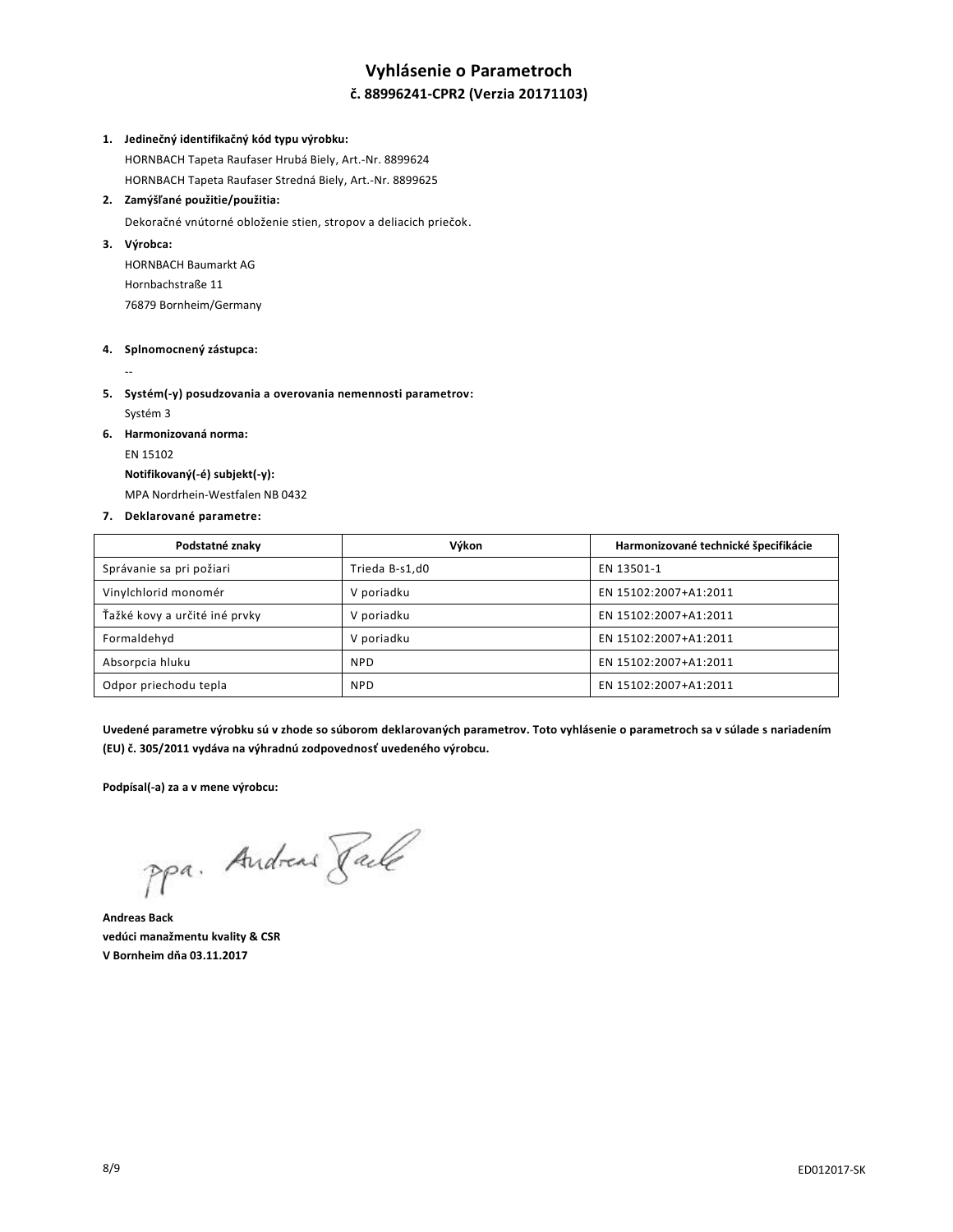# Vyhlásenie o Parametroch

## č. 88996241-CPR2 (Verzia 20171103)

1. **Jedinečný identifikačný kód typu výrobku:**
   HORNBACH Tapeta Raufaser Hrubá Biely, Art.-Nr. 8899624
   HORNBACH Tapeta Raufaser Stredná Biely, Art.-Nr. 8899625
2. **Zamýšľané použitie/použitia:**
   Dekoračné vnútorné obloženie stien, stropov a deliacich priečok.
3. **Výrobca:**
   HORNBACH Baumarkt AG
   Hornbachstraße 11
   76879 Bornheim/Germany
4. **Splnomocnený zástupca:**
   --
5. **Systém(-y) posudzovania a overovania nemennosti parametrov:**
   Systém 3
6. **Harmonizovaná norma:**
   EN 15102
   **Notifikovaný(-é) subjekt(-y):**
   MPA Nordrhein-Westfalen NB 0432
7. **Deklarované parametre:**

| Podstatné znaky | Výkon | Harmonizované technické špecifikácie |
|---|---|---|
| Správanie sa pri požiari | Trieda B-s1,d0 | EN 13501-1 |
| Vinylchlorid monomér | V poriadku | EN 15102:2007+A1:2011 |
| Ťažké kovy a určité iné prvky | V poriadku | EN 15102:2007+A1:2011 |
| Formaldehyd | V poriadku | EN 15102:2007+A1:2011 |
| Absorpcia hluku | NPD | EN 15102:2007+A1:2011 |
| Odpor priechodu tepla | NPD | EN 15102:2007+A1:2011 |

**Uvedené parametre výrobku sú v zhode so súborom deklarovaných parametrov. Toto vyhlásenie o parametroch sa v súlade s nariadením (EU) č. 305/2011 vydáva na výhradnú zodpovednosť uvedeného výrobcu.**

**Podpísal(-a) za a v mene výrobcu:**

ppa. Andreas Back

**Andreas Back**
**vedúci manažmentu kvality & CSR**
**V Bornheim dňa 03.11.2017**

ED012017-SK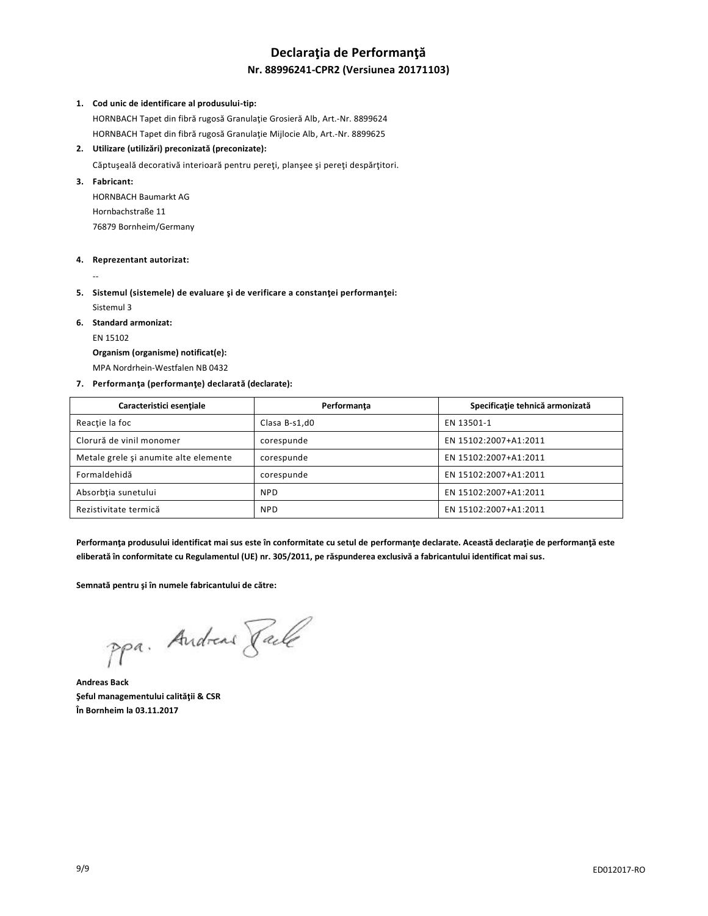# Declaraţia de Performanţă

## Nr. 88996241-CPR2 (Versiunea 20171103)

1. **Cod unic de identificare al produsului-tip:**

   HORNBACH Tapet din fibră rugosă Granulaţie Grosieră Alb, Art.-Nr. 8899624

   HORNBACH Tapet din fibră rugosă Granulaţie Mijlocie Alb, Art.-Nr. 8899625

2. **Utilizare (utilizări) preconizată (preconizate):**

   Căptuşeală decorativă interioară pentru pereţi, planşee şi pereţi despărţitori.

3. **Fabricant:**

   HORNBACH Baumarkt AG

   Hornbachstraße 11

   76879 Bornheim/Germany

4. **Reprezentant autorizat:**

   --

5. **Sistemul (sistemele) de evaluare şi de verificare a constanţei performanţei:**

   Sistemul 3

6. **Standard armonizat:**

   EN 15102

   **Organism (organisme) notificat(e):**

   MPA Nordrhein-Westfalen NB 0432

7. **Performanţa (performanţe) declarată (declarate):**

| Caracteristici esenţiale | Performanţa | Specificaţie tehnică armonizată |
|---|---|---|
| Reacţie la foc | Clasa B-s1,d0 | EN 13501-1 |
| Clorură de vinil monomer | corespunde | EN 15102:2007+A1:2011 |
| Metale grele şi anumite alte elemente | corespunde | EN 15102:2007+A1:2011 |
| Formaldehidă | corespunde | EN 15102:2007+A1:2011 |
| Absorbţia sunetului | NPD | EN 15102:2007+A1:2011 |
| Rezistivitate termică | NPD | EN 15102:2007+A1:2011 |

**Performanţa produsului identificat mai sus este în conformitate cu setul de performanţe declarate. Această declaraţie de performanţă este eliberată în conformitate cu Regulamentul (UE) nr. 305/2011, pe răspunderea exclusivă a fabricantului identificat mai sus.**

**Semnată pentru şi în numele fabricantului de către:**

ppa. Andreas Back

**Andreas Back**

**Şeful managementului calităţii & CSR**

**În Bornheim la 03.11.2017**

ED012017-RO